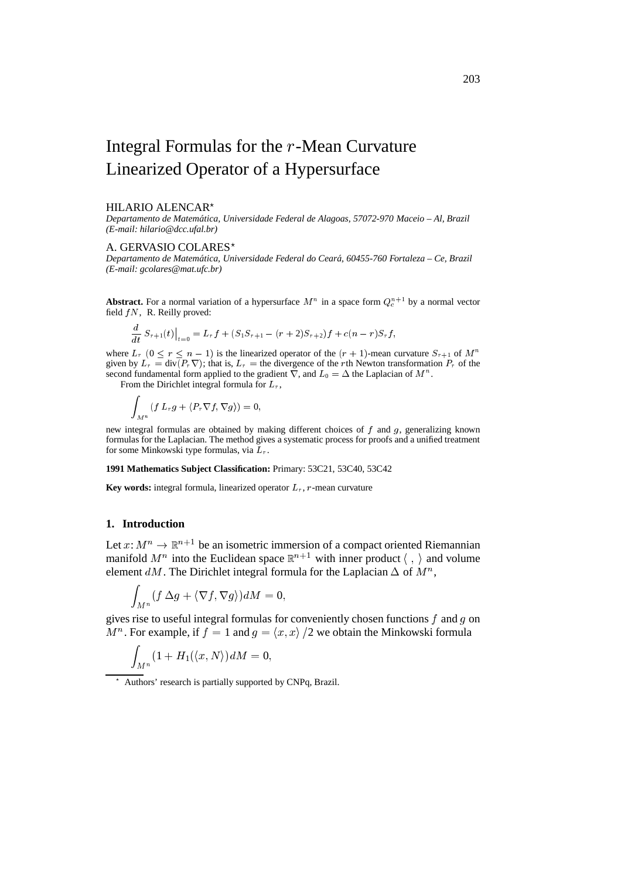# Integral Formulas for the $r$-Mean Curvature Linearized Operator of a Hypersurface

HILARIO ALENCAR*

*Departamento de Matemática, Universidade Federal de Alagoas, 57072-970 Maceio – Al, Brazil (E-mail: hilario@dcc.ufal.br)*

A. GERVASIO COLARES*

*Departamento de Matemática, Universidade Federal do Ceará, 60455-760 Fortaleza – Ce, Brazil (E-mail: gcolares@mat.ufc.br)*

**Abstract.** For a normal variation of a hypersurface $M^n$ in a space form $Q_c^{n+1}$ by a normal vector field $fN$, R. Reilly proved:

$$\frac{d}{dt} S_{r+1}(t)\Big|_{t=0} = L_r f + (S_1 S_{r+1} - (r+2)S_{r+2})f + c(n-r)S_r f,$$

where $L_r$ $(0 \leq r \leq n-1)$ is the linearized operator of the $(r+1)$-mean curvature $S_{r+1}$ of $M^n$ given by $L_r = \text{div}(P_r \nabla)$; that is, $L_r =$ the divergence of the $r$th Newton transformation $P_r$ of the second fundamental form applied to the gradient $\nabla$, and $L_0 = \Delta$ the Laplacian of $M^n$.

From the Dirichlet integral formula for $L_r$,

$$\int_{M^n} (f\, L_r g + \langle P_r \nabla f, \nabla g\rangle) = 0,$$

new integral formulas are obtained by making different choices of $f$ and $g$, generalizing known formulas for the Laplacian. The method gives a systematic process for proofs and a unified treatment for some Minkowski type formulas, via $L_r$.

**1991 Mathematics Subject Classification:** Primary: 53C21, 53C40, 53C42

**Key words:** integral formula, linearized operator $L_r$, $r$-mean curvature

## 1. Introduction

Let $x\colon M^n \to \mathbb{R}^{n+1}$ be an isometric immersion of a compact oriented Riemannian manifold $M^n$ into the Euclidean space $\mathbb{R}^{n+1}$ with inner product $\langle\ ,\ \rangle$ and volume element $dM$. The Dirichlet integral formula for the Laplacian $\Delta$ of $M^n$,

$$\int_{M^n} (f\, \Delta g + \langle \nabla f, \nabla g\rangle) dM = 0,$$

gives rise to useful integral formulas for conveniently chosen functions $f$ and $g$ on $M^n$. For example, if $f = 1$ and $g = \langle x, x\rangle /2$ we obtain the Minkowski formula

$$\int_{M^n} (1 + H_1(\langle x, N\rangle) dM = 0,$$

* Authors' research is partially supported by CNPq, Brazil.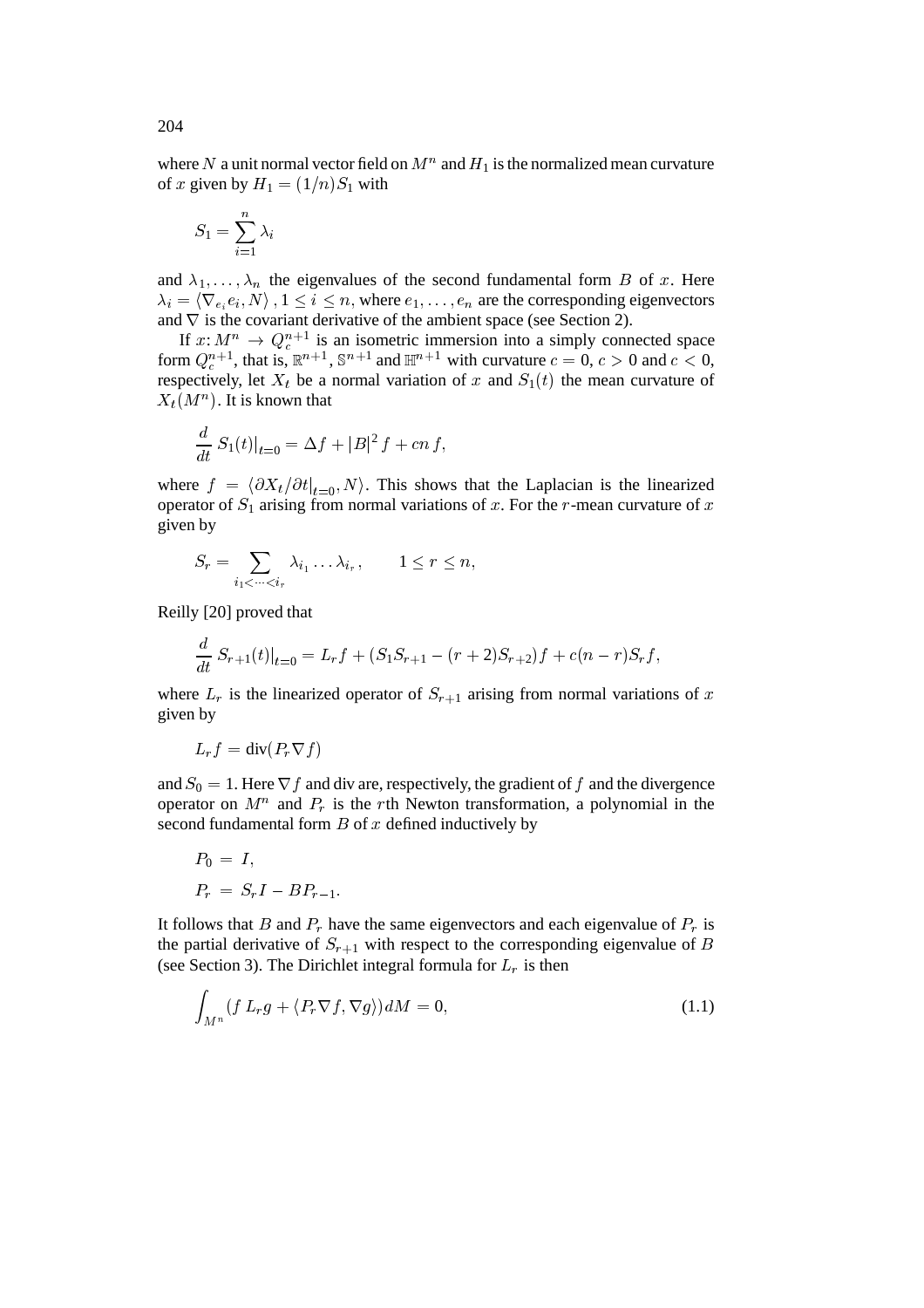where $N$ a unit normal vector field on $M^n$ and $H_1$ is the normalized mean curvature of $x$ given by $H_1 = (1/n)S_1$ with

$$S_1 = \sum_{i=1}^{n} \lambda_i$$

and $\lambda_1, \ldots, \lambda_n$ the eigenvalues of the second fundamental form $B$ of $x$. Here $\lambda_i = \langle \nabla_{e_i} e_i, N \rangle$, $1 \leq i \leq n$, where $e_1, \ldots, e_n$ are the corresponding eigenvectors and $\nabla$ is the covariant derivative of the ambient space (see Section 2).

If $x\colon M^n \to Q_c^{n+1}$ is an isometric immersion into a simply connected space form $Q_c^{n+1}$, that is, $\mathbb{R}^{n+1}$, $\mathbb{S}^{n+1}$ and $\mathbb{H}^{n+1}$ with curvature $c = 0$, $c > 0$ and $c < 0$, respectively, let $X_t$ be a normal variation of $x$ and $S_1(t)$ the mean curvature of $X_t(M^n)$. It is known that

$$\frac{d}{dt} S_1(t)\big|_{t=0} = \Delta f + |B|^2 f + cn\, f,$$

where $f = \langle \partial X_t/\partial t|_{t=0}, N \rangle$. This shows that the Laplacian is the linearized operator of $S_1$ arising from normal variations of $x$. For the $r$-mean curvature of $x$ given by

$$S_r = \sum_{i_1 < \cdots < i_r} \lambda_{i_1} \ldots \lambda_{i_r}, \qquad 1 \leq r \leq n,$$

Reilly [20] proved that

$$\frac{d}{dt} S_{r+1}(t)\big|_{t=0} = L_r f + (S_1 S_{r+1} - (r+2)S_{r+2})f + c(n-r)S_r f,$$

where $L_r$ is the linearized operator of $S_{r+1}$ arising from normal variations of $x$ given by

$$L_r f = \operatorname{div}(P_r \nabla f)$$

and $S_0 = 1$. Here $\nabla f$ and div are, respectively, the gradient of $f$ and the divergence operator on $M^n$ and $P_r$ is the $r$th Newton transformation, a polynomial in the second fundamental form $B$ of $x$ defined inductively by

$$P_0 = I,$$
$$P_r = S_r I - BP_{r-1}.$$

It follows that $B$ and $P_r$ have the same eigenvectors and each eigenvalue of $P_r$ is the partial derivative of $S_{r+1}$ with respect to the corresponding eigenvalue of $B$ (see Section 3). The Dirichlet integral formula for $L_r$ is then

$$\int_{M^n} (f\, L_r g + \langle P_r \nabla f, \nabla g \rangle)\, dM = 0, \tag{1.1}$$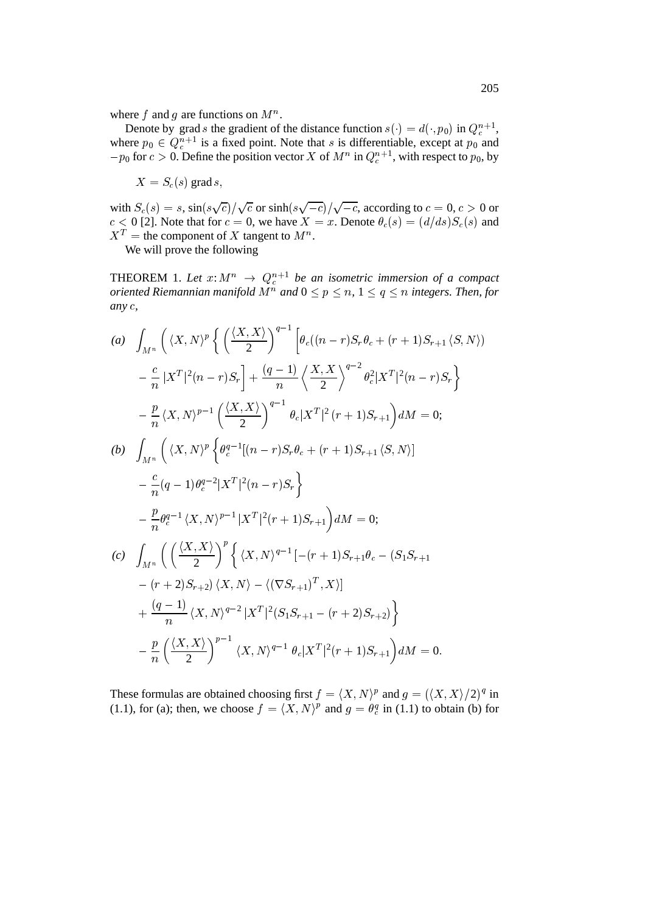where $f$ and $g$ are functions on $M^n$.

Denote by $\operatorname{grad} s$ the gradient of the distance function $s(\cdot) = d(\cdot, p_0)$ in $Q_c^{n+1}$, where $p_0 \in Q_c^{n+1}$ is a fixed point. Note that $s$ is differentiable, except at $p_0$ and $-p_0$ for $c > 0$. Define the position vector $X$ of $M^n$ in $Q_c^{n+1}$, with respect to $p_0$, by

$$X = S_c(s) \operatorname{grad} s,$$

with $S_c(s) = s$, $\sin(s\sqrt{c})/\sqrt{c}$ or $\sinh(s\sqrt{-c})/\sqrt{-c}$, according to $c = 0$, $c > 0$ or $c < 0$ [2]. Note that for $c = 0$, we have $X = x$. Denote $\theta_c(s) = (d/ds)S_c(s)$ and $X^T =$ the component of $X$ tangent to $M^n$.

We will prove the following

THEOREM 1. *Let $x: M^n \to Q_c^{n+1}$ be an isometric immersion of a compact oriented Riemannian manifold $M^n$ and $0 \leq p \leq n$, $1 \leq q \leq n$ integers. Then, for any $c$,*

$$\begin{aligned}
\text{(a)} \quad & \int_{M^n} \Bigg( \langle X, N\rangle^p \Bigg\{ \left(\frac{\langle X, X\rangle}{2}\right)^{q-1} \Big[\theta_c((n-r)S_r\theta_c + (r+1)S_{r+1}\langle S, N\rangle) \\
& - \frac{c}{n}|X^T|^2(n-r)S_r\Big] + \frac{(q-1)}{n}\left\langle \frac{X, X}{2}\right\rangle^{q-2} \theta_c^2 |X^T|^2(n-r)S_r \Bigg\} \\
& - \frac{p}{n}\langle X, N\rangle^{p-1}\left(\frac{\langle X, X\rangle}{2}\right)^{q-1} \theta_c |X^T|^2 (r+1)S_{r+1}\Bigg) dM = 0;
\end{aligned}$$

$$\begin{aligned}
\text{(b)} \quad & \int_{M^n} \Bigg( \langle X, N\rangle^p \Big\{ \theta_c^{q-1}[(n-r)S_r\theta_c + (r+1)S_{r+1}\langle S, N\rangle] \\
& - \frac{c}{n}(q-1)\theta_c^{q-2}|X^T|^2(n-r)S_r \Big\} \\
& - \frac{p}{n}\theta_c^{q-1}\langle X, N\rangle^{p-1}|X^T|^2(r+1)S_{r+1}\Bigg) dM = 0;
\end{aligned}$$

$$\begin{aligned}
\text{(c)} \quad & \int_{M^n} \Bigg( \left(\frac{\langle X, X\rangle}{2}\right)^p \Big\{ \langle X, N\rangle^{q-1}[-(r+1)S_{r+1}\theta_c - (S_1S_{r+1} \\
& - (r+2)S_{r+2})\langle X, N\rangle - \langle(\nabla S_{r+1})^T, X\rangle] \\
& + \frac{(q-1)}{n}\langle X, N\rangle^{q-2}|X^T|^2(S_1S_{r+1} - (r+2)S_{r+2}) \Big\} \\
& - \frac{p}{n}\left(\frac{\langle X, X\rangle}{2}\right)^{p-1}\langle X, N\rangle^{q-1}\theta_c|X^T|^2(r+1)S_{r+1}\Bigg) dM = 0.
\end{aligned}$$

These formulas are obtained choosing first $f = \langle X, N\rangle^p$ and $g = (\langle X, X\rangle/2)^q$ in (1.1), for (a); then, we choose $f = \langle X, N\rangle^p$ and $g = \theta_c^q$ in (1.1) to obtain (b) for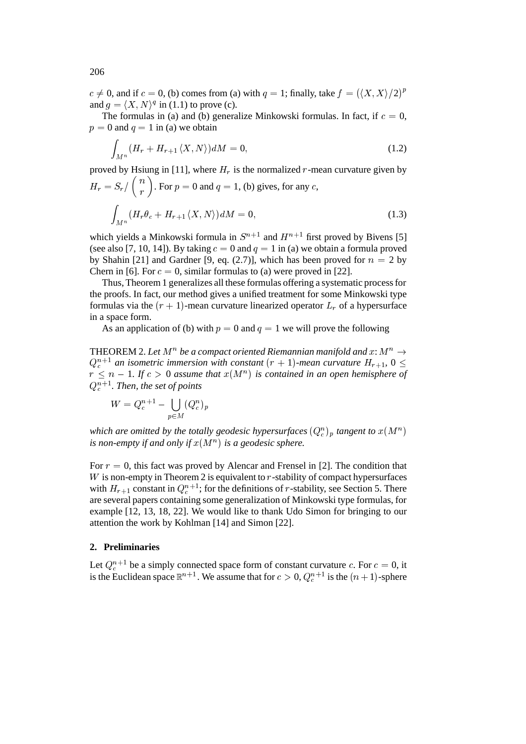$c \neq 0$, and if $c = 0$, (b) comes from (a) with $q = 1$; finally, take $f = (\langle X, X\rangle/2)^p$ and $g = \langle X, N\rangle^q$ in (1.1) to prove (c).

The formulas in (a) and (b) generalize Minkowski formulas. In fact, if $c = 0$, $p = 0$ and $q = 1$ in (a) we obtain

$$\int_{M^n} (H_r + H_{r+1}\langle X, N\rangle) dM = 0, \tag{1.2}$$

proved by Hsiung in [11], where $H_r$ is the normalized $r$-mean curvature given by $H_r = S_r / \binom{n}{r}$. For $p = 0$ and $q = 1$, (b) gives, for any $c$,

$$\int_{M^n} (H_r \theta_c + H_{r+1}\langle X, N\rangle) dM = 0, \tag{1.3}$$

which yields a Minkowski formula in $S^{n+1}$ and $H^{n+1}$ first proved by Bivens [5] (see also [7, 10, 14]). By taking $c = 0$ and $q = 1$ in (a) we obtain a formula proved by Shahin [21] and Gardner [9, eq. (2.7)], which has been proved for $n = 2$ by Chern in [6]. For $c = 0$, similar formulas to (a) were proved in [22].

Thus, Theorem 1 generalizes all these formulas offering a systematic process for the proofs. In fact, our method gives a unified treatment for some Minkowski type formulas via the $(r+1)$-mean curvature linearized operator $L_r$ of a hypersurface in a space form.

As an application of (b) with $p = 0$ and $q = 1$ we will prove the following

THEOREM 2. *Let $M^n$ be a compact oriented Riemannian manifold and $x\colon M^n \to Q_c^{n+1}$ an isometric immersion with constant $(r+1)$-mean curvature $H_{r+1}$, $0 \leq r \leq n-1$. If $c > 0$ assume that $x(M^n)$ is contained in an open hemisphere of $Q_c^{n+1}$. Then, the set of points*

$$W = Q_c^{n+1} - \bigcup_{p\in M} (Q_c^n)_p$$

*which are omitted by the totally geodesic hypersurfaces $(Q_c^n)_p$ tangent to $x(M^n)$ is non-empty if and only if $x(M^n)$ is a geodesic sphere.*

For $r = 0$, this fact was proved by Alencar and Frensel in [2]. The condition that $W$ is non-empty in Theorem 2 is equivalent to $r$-stability of compact hypersurfaces with $H_{r+1}$ constant in $Q_c^{n+1}$; for the definitions of $r$-stability, see Section 5. There are several papers containing some generalization of Minkowski type formulas, for example [12, 13, 18, 22]. We would like to thank Udo Simon for bringing to our attention the work by Kohlman [14] and Simon [22].

## 2. Preliminaries

Let $Q_c^{n+1}$ be a simply connected space form of constant curvature $c$. For $c = 0$, it is the Euclidean space $\mathbb{R}^{n+1}$. We assume that for $c > 0$, $Q_c^{n+1}$ is the $(n+1)$-sphere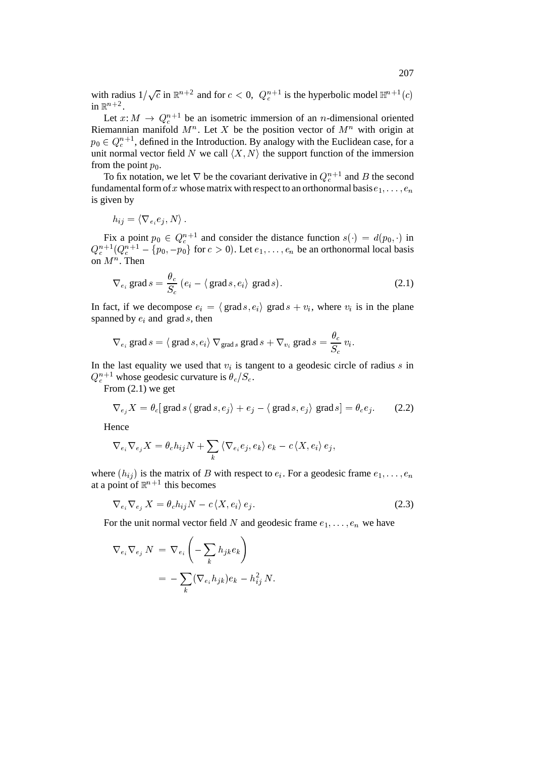with radius $1/\sqrt{c}$ in $\mathbb{R}^{n+2}$ and for $c < 0$, $Q_c^{n+1}$ is the hyperbolic model $\mathbb{H}^{n+1}(c)$ in $\mathbb{R}^{n+2}$.

Let $x: M \to Q_c^{n+1}$ be an isometric immersion of an $n$-dimensional oriented Riemannian manifold $M^n$. Let $X$ be the position vector of $M^n$ with origin at $p_0 \in Q_c^{n+1}$, defined in the Introduction. By analogy with the Euclidean case, for a unit normal vector field $N$ we call $\langle X, N\rangle$ the support function of the immersion from the point $p_0$.

To fix notation, we let $\nabla$ be the covariant derivative in $Q_c^{n+1}$ and $B$ the second fundamental form of $x$ whose matrix with respect to an orthonormal basis $e_1, \ldots, e_n$ is given by

$$h_{ij} = \langle \nabla_{e_i} e_j, N\rangle .$$

Fix a point $p_0 \in Q_c^{n+1}$ and consider the distance function $s(\cdot) = d(p_0, \cdot)$ in $Q_c^{n+1}(Q_c^{n+1} - \{p_0, -p_0\}$ for $c > 0)$. Let $e_1, \ldots, e_n$ be an orthonormal local basis on $M^n$. Then

$$\nabla_{e_i} \operatorname{grad} s = \frac{\theta_c}{S_c}\,(e_i - \langle \operatorname{grad} s, e_i\rangle \operatorname{grad} s). \tag{2.1}$$

In fact, if we decompose $e_i = \langle \operatorname{grad} s, e_i\rangle \operatorname{grad} s + v_i$, where $v_i$ is in the plane spanned by $e_i$ and $\operatorname{grad} s$, then

$$\nabla_{e_i} \operatorname{grad} s = \langle \operatorname{grad} s, e_i\rangle\, \nabla_{\operatorname{grad} s} \operatorname{grad} s + \nabla_{v_i} \operatorname{grad} s = \frac{\theta_c}{S_c}\, v_i .$$

In the last equality we used that $v_i$ is tangent to a geodesic circle of radius $s$ in $Q_c^{n+1}$ whose geodesic curvature is $\theta_c/S_c$.

From (2.1) we get

$$\nabla_{e_j} X = \theta_c[\operatorname{grad} s \,\langle \operatorname{grad} s, e_j\rangle + e_j - \langle \operatorname{grad} s, e_j\rangle \operatorname{grad} s] = \theta_c e_j. \tag{2.2}$$

Hence

$$\nabla_{e_i}\nabla_{e_j} X = \theta_c h_{ij} N + \sum_k \langle \nabla_{e_i} e_j, e_k\rangle\, e_k - c\,\langle X, e_i\rangle\, e_j,$$

where $(h_{ij})$ is the matrix of $B$ with respect to $e_i$. For a geodesic frame $e_1, \ldots, e_n$ at a point of $\mathbb{R}^{n+1}$ this becomes

$$\nabla_{e_i}\nabla_{e_j} X = \theta_c h_{ij} N - c\,\langle X, e_i\rangle\, e_j. \tag{2.3}$$

For the unit normal vector field $N$ and geodesic frame $e_1, \ldots, e_n$ we have

$$\begin{aligned}
\nabla_{e_i}\nabla_{e_j} N &= \nabla_{e_i}\left(-\sum_k h_{jk} e_k\right) \\
&= -\sum_k (\nabla_{e_i} h_{jk}) e_k - h_{ij}^2\, N.
\end{aligned}$$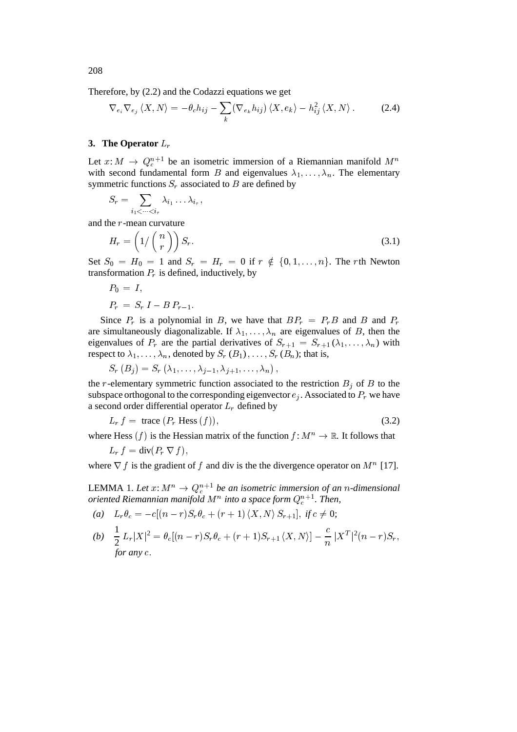Therefore, by (2.2) and the Codazzi equations we get

$$\nabla_{e_i}\nabla_{e_j}\langle X, N\rangle = -\theta_c h_{ij} - \sum_k (\nabla_{e_k} h_{ij})\langle X, e_k\rangle - h_{ij}^2 \langle X, N\rangle . \tag{2.4}$$

### 3. The Operator $L_r$

Let $x\colon M \to Q_c^{n+1}$ be an isometric immersion of a Riemannian manifold $M^n$ with second fundamental form $B$ and eigenvalues $\lambda_1, \ldots, \lambda_n$. The elementary symmetric functions $S_r$ associated to $B$ are defined by

$$S_r = \sum_{i_1<\cdots<i_r} \lambda_{i_1}\ldots\lambda_{i_r},$$

and the $r$-mean curvature

$$H_r = \left(1/\binom{n}{r}\right) S_r. \tag{3.1}$$

Set $S_0 = H_0 = 1$ and $S_r = H_r = 0$ if $r \notin \{0, 1, \ldots, n\}$. The $r$th Newton transformation $P_r$ is defined, inductively, by

$$P_0 = I,$$

$$P_r = S_r\, I - B\, P_{r-1}.$$

Since $P_r$ is a polynomial in $B$, we have that $BP_r = P_r B$ and $B$ and $P_r$ are simultaneously diagonalizable. If $\lambda_1, \ldots, \lambda_n$ are eigenvalues of $B$, then the eigenvalues of $P_r$ are the partial derivatives of $S_{r+1} = S_{r+1}(\lambda_1, \ldots, \lambda_n)$ with respect to $\lambda_1, \ldots, \lambda_n$, denoted by $S_r(B_1), \ldots, S_r(B_n)$; that is,

$$S_r(B_j) = S_r(\lambda_1, \ldots, \lambda_{j-1}, \lambda_{j+1}, \ldots, \lambda_n),$$

the $r$-elementary symmetric function associated to the restriction $B_j$ of $B$ to the subspace orthogonal to the corresponding eigenvector $e_j$. Associated to $P_r$ we have a second order differential operator $L_r$ defined by

$$L_r\, f = \text{ trace } (P_r \text{ Hess } (f)), \tag{3.2}$$

where Hess $(f)$ is the Hessian matrix of the function $f\colon M^n \to \mathbb{R}$. It follows that

$$L_r\, f = \text{div}(P_r\, \nabla f),$$

where $\nabla f$ is the gradient of $f$ and div is the the divergence operator on $M^n$ [17].

LEMMA 1. *Let $x\colon M^n \to Q_c^{n+1}$ be an isometric immersion of an $n$-dimensional oriented Riemannian manifold $M^n$ into a space form $Q_c^{n+1}$. Then,*

*(a)* $L_r\theta_c = -c[(n-r)S_r\theta_c + (r+1)\langle X, N\rangle S_{r+1}]$, *if* $c \neq 0$;

*(b)* $\dfrac{1}{2} L_r|X|^2 = \theta_c[(n-r)S_r\theta_c + (r+1)S_{r+1}\langle X, N\rangle] - \dfrac{c}{n}|X^T|^2(n-r)S_r$, *for any* $c$.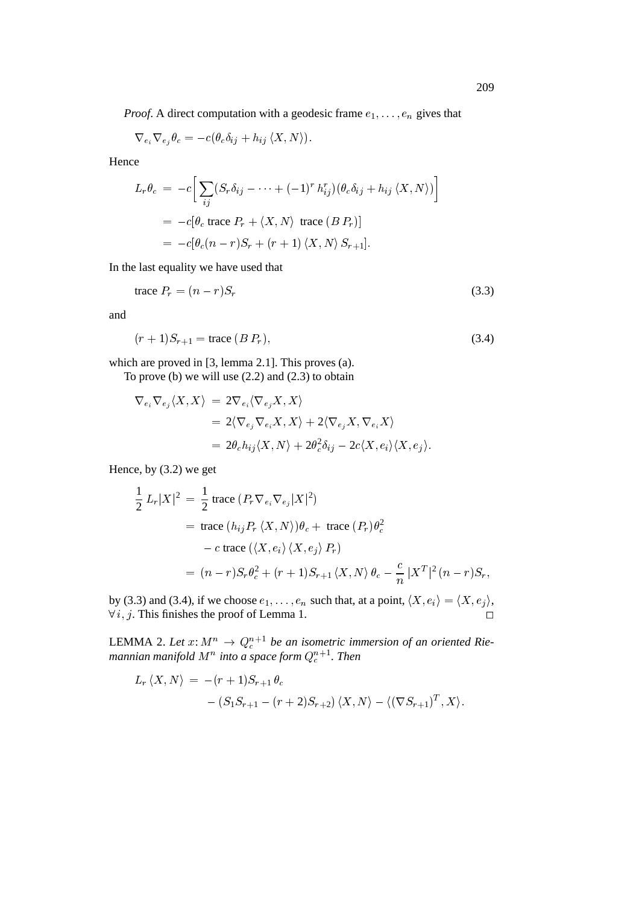*Proof*. A direct computation with a geodesic frame $e_1, \ldots, e_n$ gives that

$$\nabla_{e_i} \nabla_{e_j} \theta_c = -c(\theta_c \delta_{ij} + h_{ij} \langle X, N \rangle).$$

Hence

$$\begin{aligned}
L_r \theta_c &= -c\Big[ \sum_{ij} (S_r \delta_{ij} - \cdots + (-1)^r h_{ij}^r)(\theta_c \delta_{ij} + h_{ij} \langle X, N \rangle) \Big] \\
&= -c[\theta_c \text{ trace } P_r + \langle X, N \rangle \text{ trace } (B\, P_r)] \\
&= -c[\theta_c (n-r) S_r + (r+1) \langle X, N \rangle S_{r+1}].
\end{aligned}$$

In the last equality we have used that

$$\text{trace } P_r = (n-r) S_r \tag{3.3}$$

and

$$(r+1) S_{r+1} = \text{trace } (B\, P_r), \tag{3.4}$$

which are proved in [3, lemma 2.1]. This proves (a).

To prove (b) we will use (2.2) and (2.3) to obtain

$$\begin{aligned}
\nabla_{e_i} \nabla_{e_j} \langle X, X \rangle &= 2 \nabla_{e_i} \langle \nabla_{e_j} X, X \rangle \\
&= 2 \langle \nabla_{e_j} \nabla_{e_i} X, X \rangle + 2 \langle \nabla_{e_j} X, \nabla_{e_i} X \rangle \\
&= 2 \theta_c h_{ij} \langle X, N \rangle + 2 \theta_c^2 \delta_{ij} - 2c \langle X, e_i \rangle \langle X, e_j \rangle.
\end{aligned}$$

Hence, by (3.2) we get

$$\begin{aligned}
\frac{1}{2} L_r |X|^2 &= \frac{1}{2} \text{trace } (P_r \nabla_{e_i} \nabla_{e_j} |X|^2) \\
&= \text{trace } (h_{ij} P_r \langle X, N \rangle) \theta_c + \text{ trace } (P_r) \theta_c^2 \\
&\quad - c \text{ trace } (\langle X, e_i \rangle \langle X, e_j \rangle P_r) \\
&= (n-r) S_r \theta_c^2 + (r+1) S_{r+1} \langle X, N \rangle \theta_c - \frac{c}{n} |X^T|^2 (n-r) S_r,
\end{aligned}$$

by (3.3) and (3.4), if we choose $e_1, \ldots, e_n$ such that, at a point, $\langle X, e_i \rangle = \langle X, e_j \rangle$, $\forall i, j$. This finishes the proof of Lemma 1. $\square$

LEMMA 2. *Let $x\colon M^n \to Q_c^{n+1}$ be an isometric immersion of an oriented Riemannian manifold $M^n$ into a space form $Q_c^{n+1}$. Then*

$$\begin{aligned}
L_r \langle X, N \rangle &= -(r+1) S_{r+1} \theta_c \\
&\quad - (S_1 S_{r+1} - (r+2) S_{r+2}) \langle X, N \rangle - \langle (\nabla S_{r+1})^T, X \rangle.
\end{aligned}$$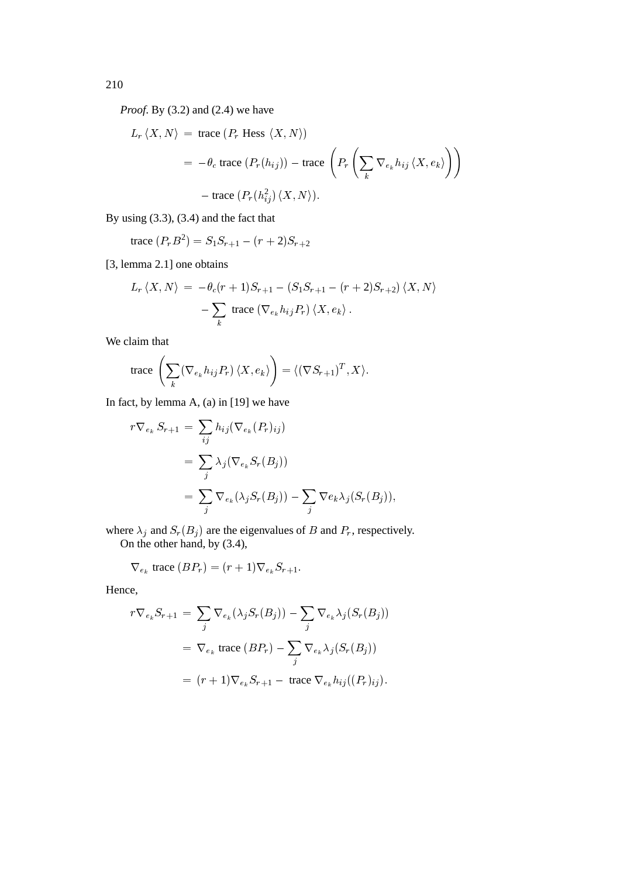*Proof*. By (3.2) and (2.4) we have

$$
\begin{aligned}
L_r \langle X, N\rangle &= \text{trace}\,(P_r \text{ Hess } \langle X, N\rangle) \\
&= -\theta_c \text{ trace}\,(P_r(h_{ij})) - \text{trace}\,\left(P_r\left(\sum_k \nabla_{e_k} h_{ij} \langle X, e_k\rangle\right)\right) \\
&\quad - \text{trace}\,(P_r(h_{ij}^2)\langle X, N\rangle).
\end{aligned}
$$

By using (3.3), (3.4) and the fact that

$$
\text{trace}\,(P_r B^2) = S_1 S_{r+1} - (r+2)S_{r+2}
$$

[3, lemma 2.1] one obtains

$$
\begin{aligned}
L_r \langle X, N\rangle &= -\theta_c(r+1)S_{r+1} - (S_1 S_{r+1} - (r+2)S_{r+2})\langle X, N\rangle \\
&\quad - \sum_k \text{ trace}\,(\nabla_{e_k} h_{ij} P_r)\langle X, e_k\rangle.
\end{aligned}
$$

We claim that

$$
\text{trace}\,\left(\sum_k (\nabla_{e_k} h_{ij} P_r)\langle X, e_k\rangle\right) = \langle(\nabla S_{r+1})^T, X\rangle.
$$

In fact, by lemma A, (a) in [19] we have

$$
\begin{aligned}
r\nabla_{e_k} S_{r+1} &= \sum_{ij} h_{ij}(\nabla_{e_k}(P_r)_{ij}) \\
&= \sum_j \lambda_j(\nabla_{e_k} S_r(B_j)) \\
&= \sum_j \nabla_{e_k}(\lambda_j S_r(B_j)) - \sum_j \nabla e_k \lambda_j (S_r(B_j)),
\end{aligned}
$$

where $\lambda_j$ and $S_r(B_j)$ are the eigenvalues of $B$ and $P_r$, respectively.

On the other hand, by (3.4),

$$
\nabla_{e_k} \text{ trace}\,(BP_r) = (r+1)\nabla_{e_k} S_{r+1}.
$$

Hence,

$$
\begin{aligned}
r\nabla_{e_k} S_{r+1} &= \sum_j \nabla_{e_k}(\lambda_j S_r(B_j)) - \sum_j \nabla_{e_k}\lambda_j(S_r(B_j)) \\
&= \nabla_{e_k} \text{ trace}\,(BP_r) - \sum_j \nabla_{e_k}\lambda_j(S_r(B_j)) \\
&= (r+1)\nabla_{e_k} S_{r+1} - \text{ trace } \nabla_{e_k} h_{ij}((P_r)_{ij}).
\end{aligned}
$$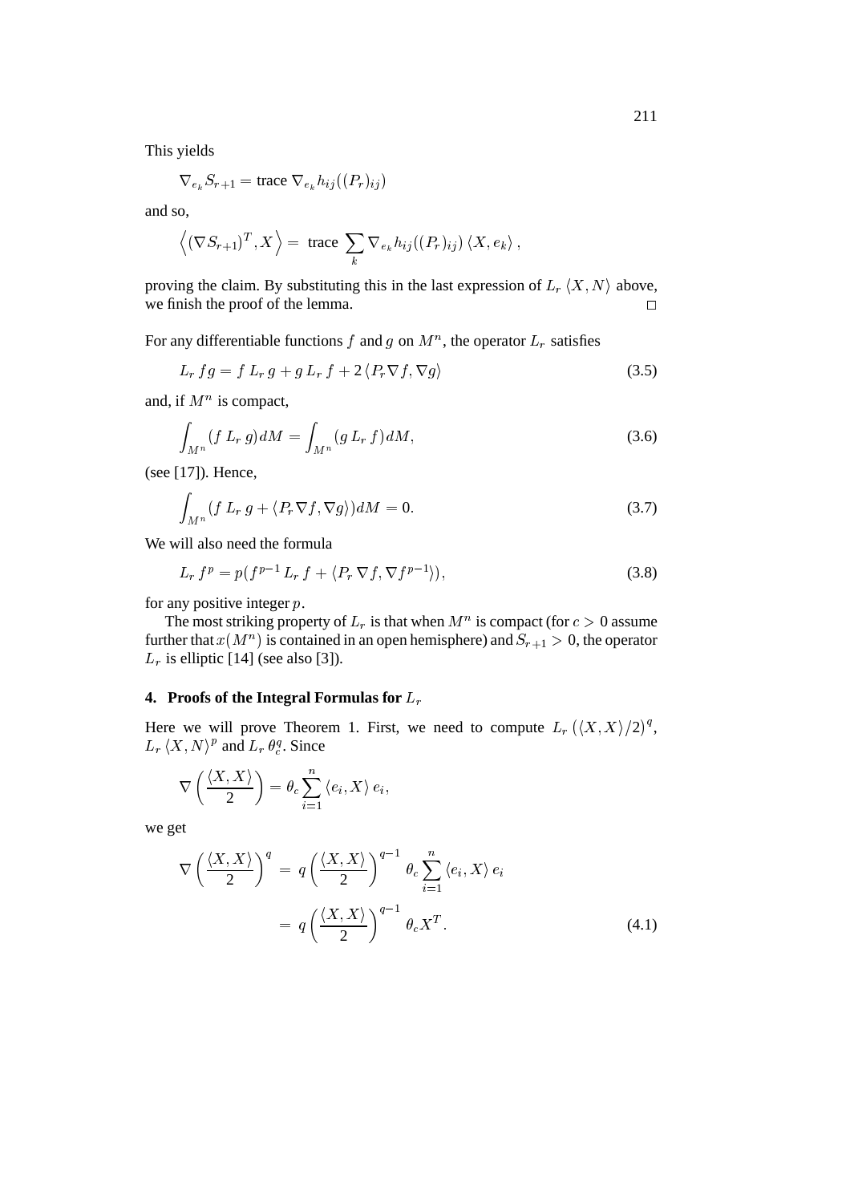This yields

$$\nabla_{e_k} S_{r+1} = \text{trace } \nabla_{e_k} h_{ij}((P_r)_{ij})$$

and so,

$$\left\langle (\nabla S_{r+1})^T, X \right\rangle = \text{ trace } \sum_k \nabla_{e_k} h_{ij}((P_r)_{ij}) \langle X, e_k \rangle ,$$

proving the claim. By substituting this in the last expression of $L_r \langle X, N \rangle$ above, we finish the proof of the lemma. $\square$

For any differentiable functions $f$ and $g$ on $M^n$, the operator $L_r$ satisfies

$$L_r\, fg = f\, L_r\, g + g\, L_r\, f + 2 \langle P_r \nabla f, \nabla g \rangle \tag{3.5}$$

and, if $M^n$ is compact,

$$\int_{M^n} (f\, L_r\, g) dM = \int_{M^n} (g\, L_r\, f) dM, \tag{3.6}$$

(see [17]). Hence,

$$\int_{M^n} (f\, L_r\, g + \langle P_r \nabla f, \nabla g \rangle) dM = 0. \tag{3.7}$$

We will also need the formula

$$L_r\, f^p = p(f^{p-1}\, L_r\, f + \langle P_r\, \nabla f, \nabla f^{p-1} \rangle), \tag{3.8}$$

for any positive integer $p$.

The most striking property of $L_r$ is that when $M^n$ is compact (for $c > 0$ assume further that $x(M^n)$ is contained in an open hemisphere) and $S_{r+1} > 0$, the operator $L_r$ is elliptic [14] (see also [3]).

## 4. Proofs of the Integral Formulas for $L_r$

Here we will prove Theorem 1. First, we need to compute $L_r\, (\langle X, X \rangle /2)^q$, $L_r\, \langle X, N \rangle^p$ and $L_r\, \theta_c^q$. Since

$$\nabla \left( \frac{\langle X, X \rangle}{2} \right) = \theta_c \sum_{i=1}^{n} \langle e_i, X \rangle\, e_i,$$

we get

$$\begin{aligned} \nabla \left( \frac{\langle X, X \rangle}{2} \right)^q &= q \left( \frac{\langle X, X \rangle}{2} \right)^{q-1} \theta_c \sum_{i=1}^{n} \langle e_i, X \rangle\, e_i \\ &= q \left( \frac{\langle X, X \rangle}{2} \right)^{q-1} \theta_c X^T. \end{aligned} \tag{4.1}$$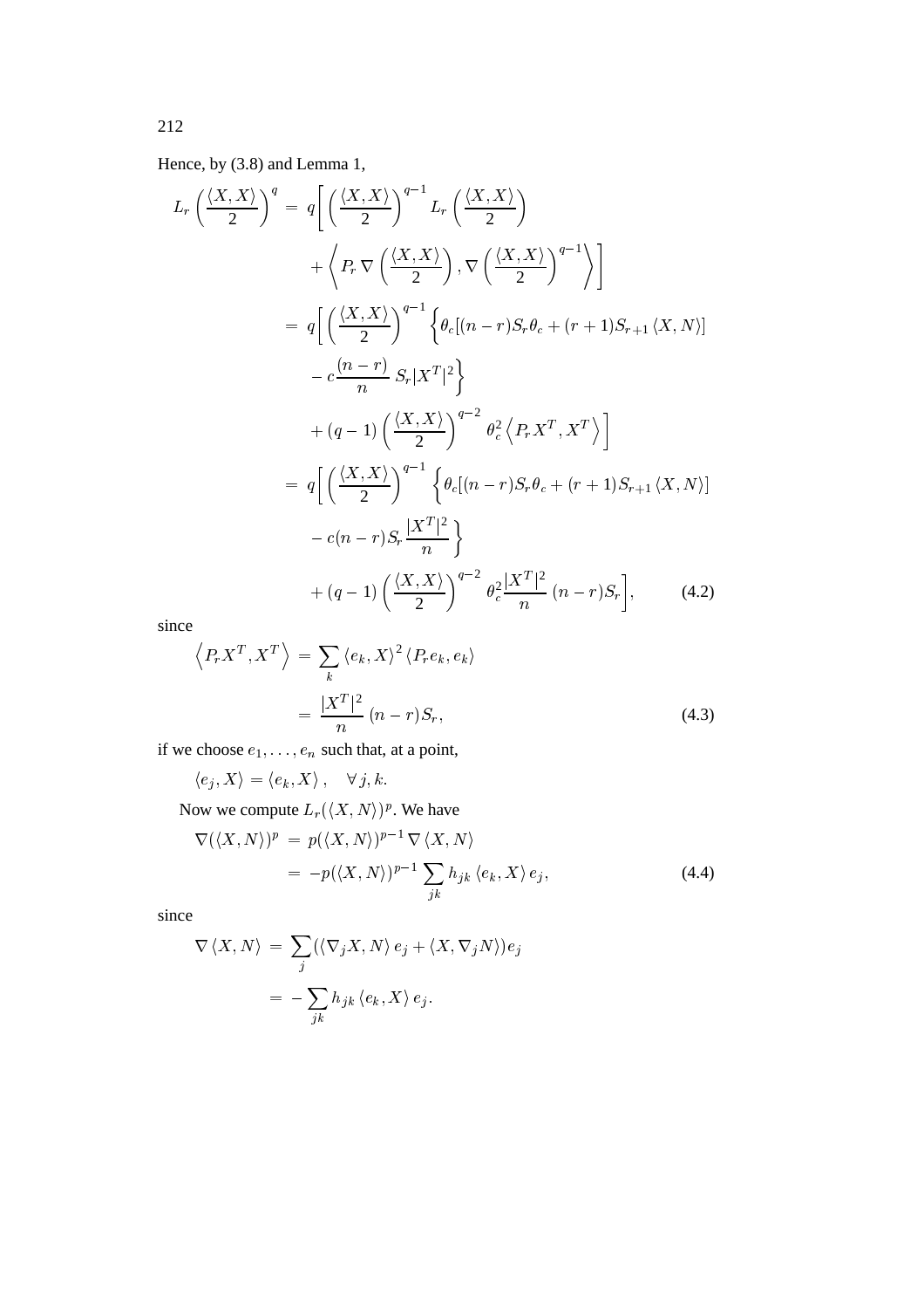Hence, by (3.8) and Lemma 1,

$$
\begin{aligned}
L_r \left( \frac{\langle X, X \rangle}{2} \right)^q &= q \bigg[ \left( \frac{\langle X, X \rangle}{2} \right)^{q-1} L_r \left( \frac{\langle X, X \rangle}{2} \right) \\
&\quad + \left\langle P_r \nabla \left( \frac{\langle X, X \rangle}{2} \right), \nabla \left( \frac{\langle X, X \rangle}{2} \right)^{q-1} \right\rangle \bigg] \\
&= q \bigg[ \left( \frac{\langle X, X \rangle}{2} \right)^{q-1} \Big\{ \theta_c [(n-r) S_r \theta_c + (r+1) S_{r+1} \langle X, N \rangle] \\
&\quad - c \frac{(n-r)}{n} S_r |X^T|^2 \Big\} \\
&\quad + (q-1) \left( \frac{\langle X, X \rangle}{2} \right)^{q-2} \theta_c^2 \left\langle P_r X^T, X^T \right\rangle \bigg] \\
&= q \bigg[ \left( \frac{\langle X, X \rangle}{2} \right)^{q-1} \Big\{ \theta_c [(n-r) S_r \theta_c + (r+1) S_{r+1} \langle X, N \rangle] \\
&\quad - c(n-r) S_r \frac{|X^T|^2}{n} \Big\} \\
&\quad + (q-1) \left( \frac{\langle X, X \rangle}{2} \right)^{q-2} \theta_c^2 \frac{|X^T|^2}{n} (n-r) S_r \bigg], \qquad (4.2)
\end{aligned}
$$

since

$$
\begin{aligned}
\left\langle P_r X^T, X^T \right\rangle &= \sum_k \langle e_k, X \rangle^2 \langle P_r e_k, e_k \rangle \\
&= \frac{|X^T|^2}{n} (n-r) S_r, \qquad (4.3)
\end{aligned}
$$

if we choose $e_1, \ldots, e_n$ such that, at a point,

$$
\langle e_j, X \rangle = \langle e_k, X \rangle, \quad \forall j, k.
$$

Now we compute $L_r(\langle X, N \rangle)^p$. We have

$$
\begin{aligned}
\nabla (\langle X, N \rangle)^p &= p (\langle X, N \rangle)^{p-1} \nabla \langle X, N \rangle \\
&= -p (\langle X, N \rangle)^{p-1} \sum_{jk} h_{jk} \langle e_k, X \rangle e_j, \qquad (4.4)
\end{aligned}
$$

since

$$
\begin{aligned}
\nabla \langle X, N \rangle &= \sum_j (\langle \nabla_j X, N \rangle e_j + \langle X, \nabla_j N \rangle) e_j \\
&= - \sum_{jk} h_{jk} \langle e_k, X \rangle e_j.
\end{aligned}
$$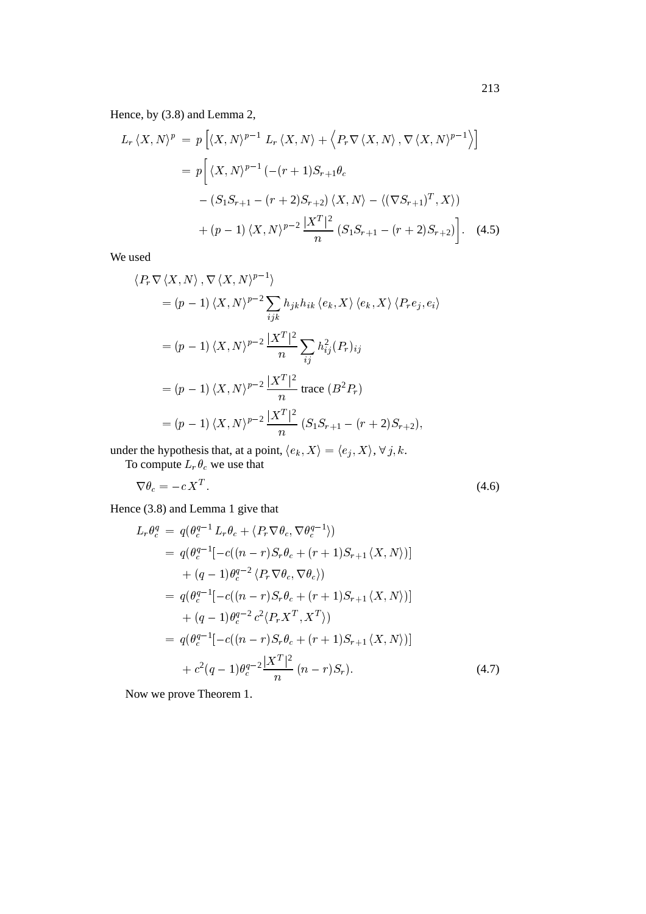Hence, by (3.8) and Lemma 2,

$$
\begin{aligned}
L_r \langle X, N\rangle^p \;&=\; p\left[\langle X, N\rangle^{p-1}\; L_r \langle X, N\rangle + \left\langle P_r \nabla \langle X, N\rangle\,, \nabla \langle X, N\rangle^{p-1}\right\rangle\right] \\
&= p\Big[\,\langle X, N\rangle^{p-1}\,(-(r+1)S_{r+1}\theta_c \\
&\quad - (S_1 S_{r+1} - (r+2)S_{r+2})\,\langle X, N\rangle - \langle(\nabla S_{r+1})^T, X\rangle) \\
&\quad + (p-1)\,\langle X, N\rangle^{p-2}\,\frac{|X^T|^2}{n}\,(S_1 S_{r+1} - (r+2)S_{r+2})\Big]. \qquad (4.5)
\end{aligned}
$$

We used

$$
\begin{aligned}
&\langle P_r \nabla \langle X, N\rangle\,, \nabla \langle X, N\rangle^{p-1}\rangle \\
&= (p-1)\,\langle X, N\rangle^{p-2} \sum_{ijk} h_{jk} h_{ik}\,\langle e_k, X\rangle\,\langle e_k, X\rangle\,\langle P_r e_j, e_i\rangle \\
&= (p-1)\,\langle X, N\rangle^{p-2}\,\frac{|X^T|^2}{n} \sum_{ij} h_{ij}^2 (P_r)_{ij} \\
&= (p-1)\,\langle X, N\rangle^{p-2}\,\frac{|X^T|^2}{n}\,\text{trace}\,(B^2 P_r) \\
&= (p-1)\,\langle X, N\rangle^{p-2}\,\frac{|X^T|^2}{n}\,(S_1 S_{r+1} - (r+2)S_{r+2}),
\end{aligned}
$$

under the hypothesis that, at a point, $\langle e_k, X\rangle = \langle e_j, X\rangle, \forall\, j, k$.

To compute $L_r \theta_c$ we use that

$$
\nabla \theta_c = -c\, X^T. \qquad (4.6)
$$

Hence (3.8) and Lemma 1 give that

$$
\begin{aligned}
L_r \theta_c^q \;&=\; q(\theta_c^{q-1}\, L_r \theta_c + \langle P_r \nabla \theta_c, \nabla \theta_c^{q-1}\rangle) \\
&= q(\theta_c^{q-1}[-c((n-r)S_r \theta_c + (r+1)S_{r+1}\langle X, N\rangle)] \\
&\quad + (q-1)\theta_c^{q-2}\,\langle P_r \nabla \theta_c, \nabla \theta_c\rangle) \\
&= q(\theta_c^{q-1}[-c((n-r)S_r \theta_c + (r+1)S_{r+1}\langle X, N\rangle)] \\
&\quad + (q-1)\theta_c^{q-2}\, c^2 \langle P_r X^T, X^T\rangle) \\
&= q(\theta_c^{q-1}[-c((n-r)S_r \theta_c + (r+1)S_{r+1}\langle X, N\rangle)] \\
&\quad + c^2 (q-1)\theta_c^{q-2} \frac{|X^T|^2}{n}\,(n-r)S_r). \qquad (4.7)
\end{aligned}
$$

Now we prove Theorem 1.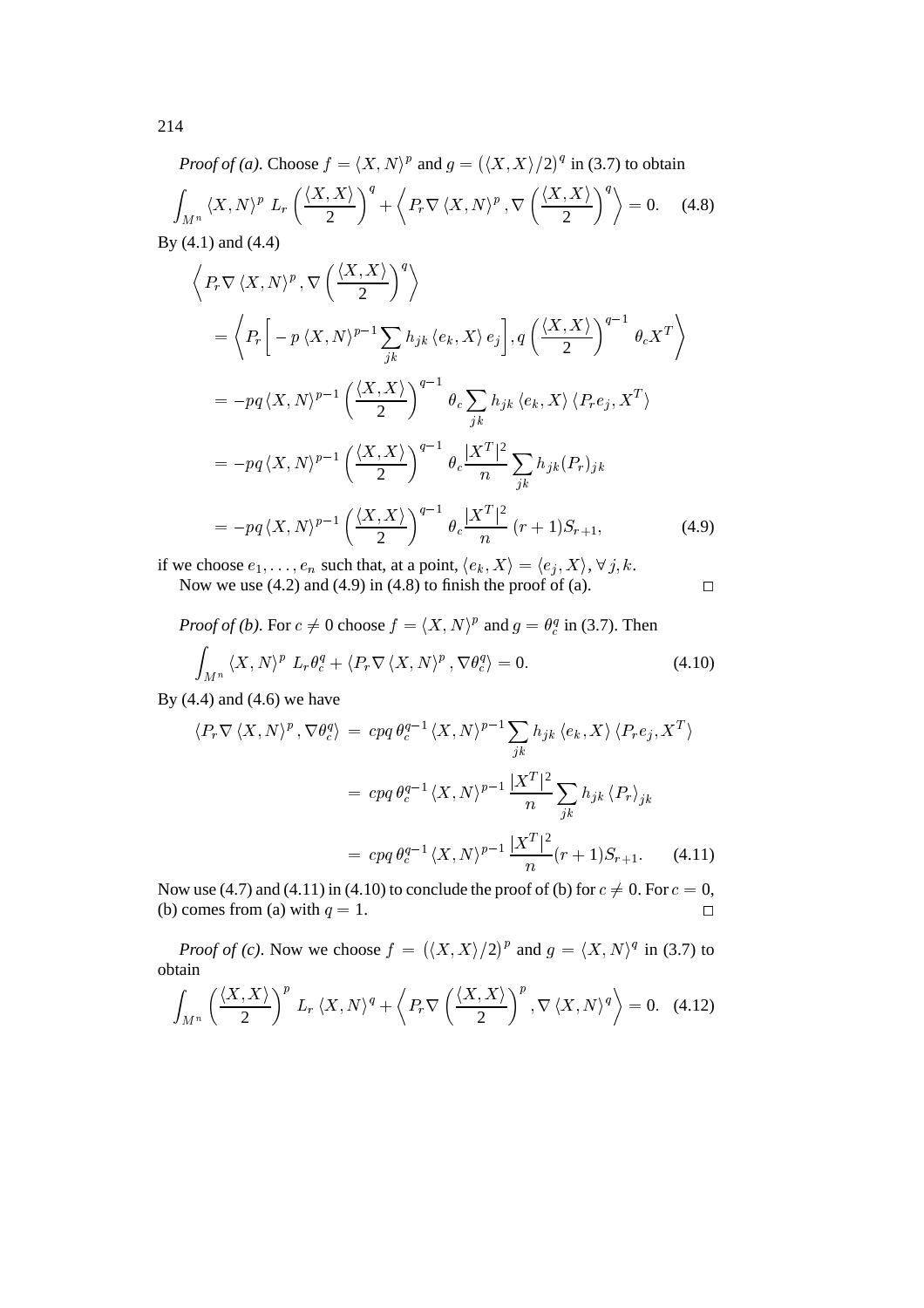*Proof of (a).* Choose $f = \langle X, N\rangle^p$ and $g = (\langle X, X\rangle/2)^q$ in (3.7) to obtain

$$\int_{M^n} \langle X, N\rangle^p \; L_r \left(\frac{\langle X, X\rangle}{2}\right)^q + \left\langle P_r \nabla \langle X, N\rangle^p , \nabla \left(\frac{\langle X, X\rangle}{2}\right)^q \right\rangle = 0. \quad (4.8)$$

By (4.1) and (4.4)

$$\begin{aligned}
&\left\langle P_r \nabla \langle X, N\rangle^p , \nabla \left(\frac{\langle X, X\rangle}{2}\right)^q \right\rangle \\
&= \left\langle P_r\Big[ -p \langle X, N\rangle^{p-1} \sum_{jk} h_{jk} \langle e_k, X\rangle \, e_j \Big], q \left(\frac{\langle X, X\rangle}{2}\right)^{q-1} \theta_c X^T \right\rangle \\
&= -pq \langle X, N\rangle^{p-1} \left(\frac{\langle X, X\rangle}{2}\right)^{q-1} \theta_c \sum_{jk} h_{jk} \langle e_k, X\rangle \langle P_r e_j, X^T\rangle \\
&= -pq \langle X, N\rangle^{p-1} \left(\frac{\langle X, X\rangle}{2}\right)^{q-1} \theta_c \frac{|X^T|^2}{n} \sum_{jk} h_{jk} (P_r)_{jk} \\
&= -pq \langle X, N\rangle^{p-1} \left(\frac{\langle X, X\rangle}{2}\right)^{q-1} \theta_c \frac{|X^T|^2}{n} \,(r+1) S_{r+1}, \qquad (4.9)
\end{aligned}$$

if we choose $e_1, \ldots, e_n$ such that, at a point, $\langle e_k, X\rangle = \langle e_j, X\rangle$, $\forall\, j, k$.

Now we use (4.2) and (4.9) in (4.8) to finish the proof of (a). $\square$

*Proof of (b).* For $c \neq 0$ choose $f = \langle X, N\rangle^p$ and $g = \theta_c^q$ in (3.7). Then

$$\int_{M^n} \langle X, N\rangle^p \; L_r \theta_c^q + \langle P_r \nabla \langle X, N\rangle^p , \nabla \theta_c^q \rangle = 0. \quad (4.10)$$

By (4.4) and (4.6) we have

$$\begin{aligned}
\langle P_r \nabla \langle X, N\rangle^p , \nabla \theta_c^q \rangle &= cpq\, \theta_c^{q-1} \langle X, N\rangle^{p-1} \sum_{jk} h_{jk} \langle e_k, X\rangle \langle P_r e_j, X^T\rangle \\
&= cpq\, \theta_c^{q-1} \langle X, N\rangle^{p-1} \frac{|X^T|^2}{n} \sum_{jk} h_{jk} \langle P_r\rangle_{jk} \\
&= cpq\, \theta_c^{q-1} \langle X, N\rangle^{p-1} \frac{|X^T|^2}{n} (r+1) S_{r+1}. \qquad (4.11)
\end{aligned}$$

Now use (4.7) and (4.11) in (4.10) to conclude the proof of (b) for $c \neq 0$. For $c = 0$, (b) comes from (a) with $q = 1$. $\square$

*Proof of (c).* Now we choose $f = (\langle X, X\rangle/2)^p$ and $g = \langle X, N\rangle^q$ in (3.7) to obtain

$$\int_{M^n} \left(\frac{\langle X, X\rangle}{2}\right)^p \; L_r \langle X, N\rangle^q + \left\langle P_r \nabla \left(\frac{\langle X, X\rangle}{2}\right)^p , \nabla \langle X, N\rangle^q \right\rangle = 0. \quad (4.12)$$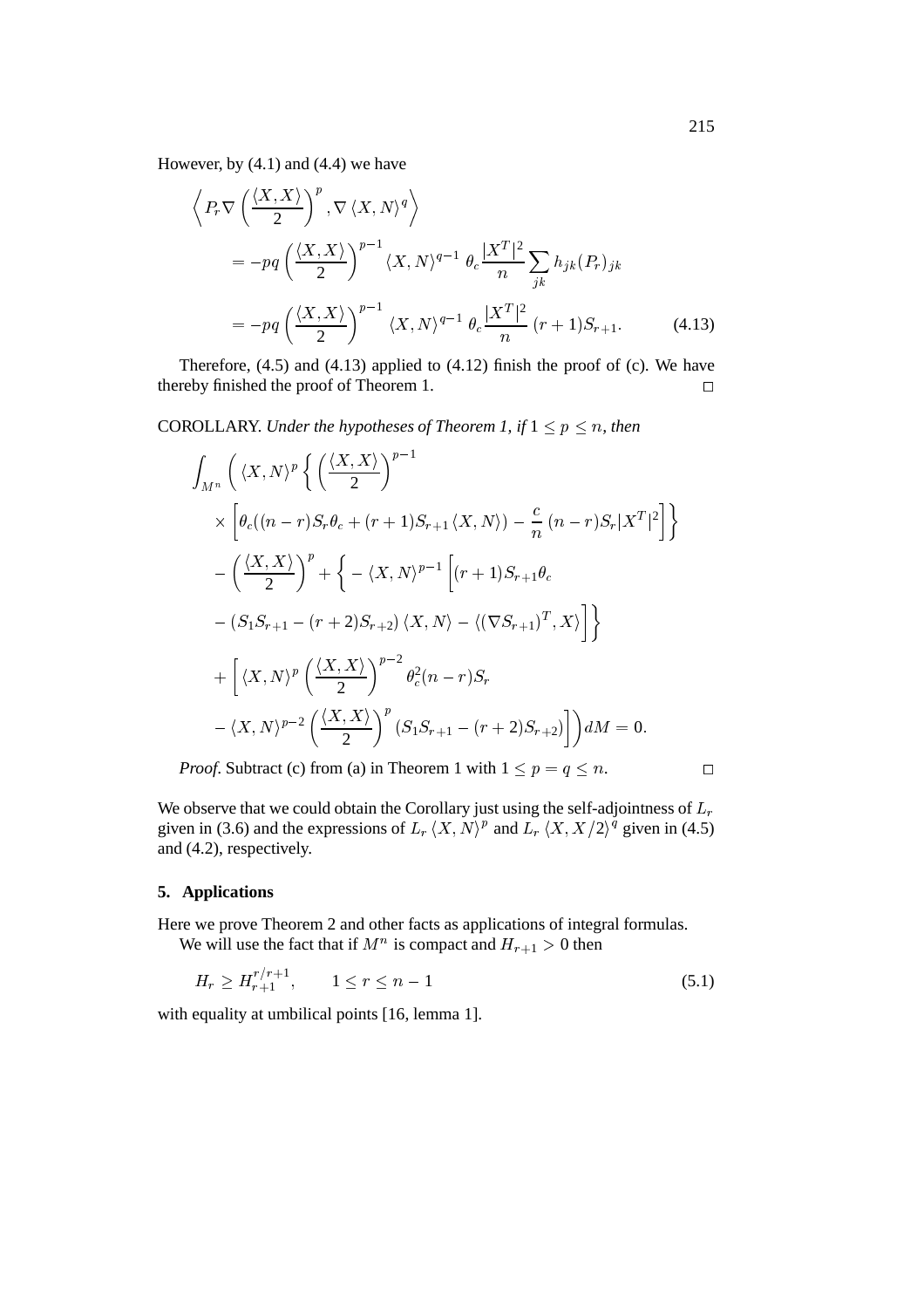However, by (4.1) and (4.4) we have

$$
\begin{aligned}
\left\langle P_r \nabla \left(\frac{\langle X, X\rangle}{2}\right)^p, \nabla \langle X, N\rangle^q \right\rangle
&= -pq\left(\frac{\langle X, X\rangle}{2}\right)^{p-1} \langle X, N\rangle^{q-1}\, \theta_c \frac{|X^T|^2}{n} \sum_{jk} h_{jk}(P_r)_{jk} \\
&= -pq\left(\frac{\langle X, X\rangle}{2}\right)^{p-1} \langle X, N\rangle^{q-1}\, \theta_c \frac{|X^T|^2}{n}\, (r+1) S_{r+1}. \qquad (4.13)
\end{aligned}
$$

Therefore, (4.5) and (4.13) applied to (4.12) finish the proof of (c). We have thereby finished the proof of Theorem 1. □

COROLLARY. *Under the hypotheses of Theorem 1, if* $1 \leq p \leq n$, *then*

$$
\begin{aligned}
\int_{M^n} \Bigg( &\langle X, N\rangle^p \left\{ \left(\frac{\langle X, X\rangle}{2}\right)^{p-1} \right. \\
&\times \left. \left[ \theta_c((n-r)S_r\theta_c + (r+1)S_{r+1}\langle X, N\rangle) - \frac{c}{n}(n-r)S_r|X^T|^2 \right] \right\} \\
&- \left(\frac{\langle X, X\rangle}{2}\right)^p + \left\{ -\langle X, N\rangle^{p-1} \Big[ (r+1)S_{r+1}\theta_c \right. \\
&\left. - (S_1 S_{r+1} - (r+2)S_{r+2})\langle X, N\rangle - \langle (\nabla S_{r+1})^T, X\rangle \Big] \right\} \\
&+ \Bigg[ \langle X, N\rangle^p \left(\frac{\langle X, X\rangle}{2}\right)^{p-2} \theta_c^2 (n-r) S_r \\
&- \langle X, N\rangle^{p-2} \left(\frac{\langle X, X\rangle}{2}\right)^p (S_1 S_{r+1} - (r+2)S_{r+2}) \Bigg] \Bigg) dM = 0.
\end{aligned}
$$

*Proof.* Subtract (c) from (a) in Theorem 1 with $1 \leq p = q \leq n$. □

We observe that we could obtain the Corollary just using the self-adjointness of $L_r$ given in (3.6) and the expressions of $L_r \langle X, N\rangle^p$ and $L_r \langle X, X/2\rangle^q$ given in (4.5) and (4.2), respectively.

## 5. Applications

Here we prove Theorem 2 and other facts as applications of integral formulas.

We will use the fact that if $M^n$ is compact and $H_{r+1} > 0$ then

$$
H_r \geq H_{r+1}^{r/r+1}, \qquad 1 \leq r \leq n-1 \qquad (5.1)
$$

with equality at umbilical points [16, lemma 1].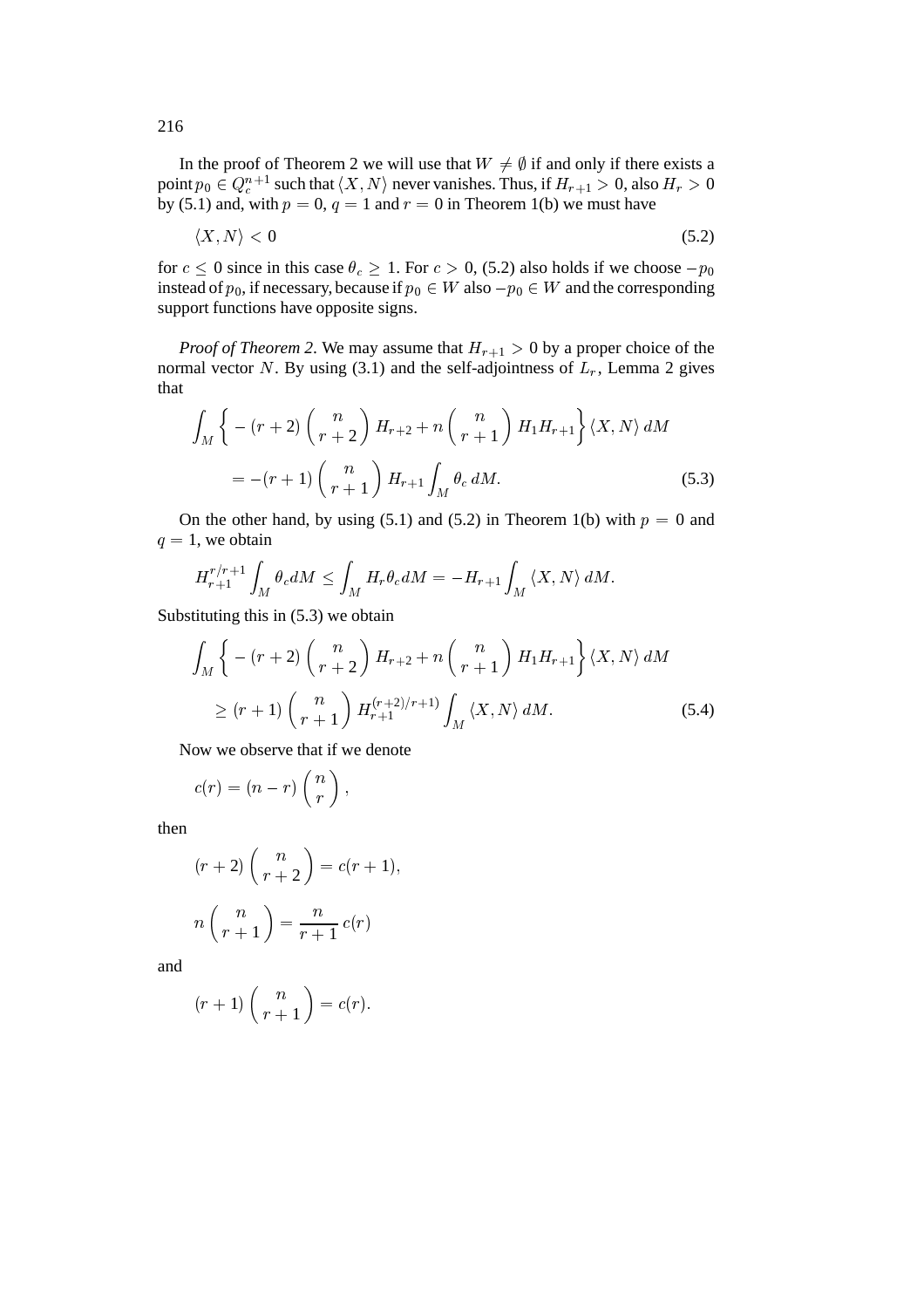In the proof of Theorem 2 we will use that $W \neq \emptyset$ if and only if there exists a point $p_0 \in Q_c^{n+1}$ such that $\langle X, N\rangle$ never vanishes. Thus, if $H_{r+1} > 0$, also $H_r > 0$ by (5.1) and, with $p = 0$, $q = 1$ and $r = 0$ in Theorem 1(b) we must have

$$\langle X, N\rangle < 0 \tag{5.2}$$

for $c \leq 0$ since in this case $\theta_c \geq 1$. For $c > 0$, (5.2) also holds if we choose $-p_0$ instead of $p_0$, if necessary, because if $p_0 \in W$ also $-p_0 \in W$ and the corresponding support functions have opposite signs.

*Proof of Theorem 2.* We may assume that $H_{r+1} > 0$ by a proper choice of the normal vector $N$. By using (3.1) and the self-adjointness of $L_r$, Lemma 2 gives that

$$\int_M \left\{ -(r+2)\binom{n}{r+2} H_{r+2} + n\binom{n}{r+1} H_1 H_{r+1}\right\} \langle X, N\rangle \, dM$$
$$= -(r+1)\binom{n}{r+1} H_{r+1} \int_M \theta_c \, dM. \tag{5.3}$$

On the other hand, by using (5.1) and (5.2) in Theorem 1(b) with $p = 0$ and $q = 1$, we obtain

$$H_{r+1}^{r/r+1} \int_M \theta_c dM \leq \int_M H_r \theta_c dM = -H_{r+1} \int_M \langle X, N\rangle \, dM.$$

Substituting this in (5.3) we obtain

$$\int_M \left\{ -(r+2)\binom{n}{r+2} H_{r+2} + n\binom{n}{r+1} H_1 H_{r+1}\right\} \langle X, N\rangle \, dM$$
$$\geq (r+1)\binom{n}{r+1} H_{r+1}^{(r+2)/r+1)} \int_M \langle X, N\rangle \, dM. \tag{5.4}$$

Now we observe that if we denote

$$c(r) = (n-r)\binom{n}{r},$$

then

$$(r+2)\binom{n}{r+2} = c(r+1),$$

$$n\binom{n}{r+1} = \frac{n}{r+1}\, c(r)$$

and

$$(r+1)\binom{n}{r+1} = c(r).$$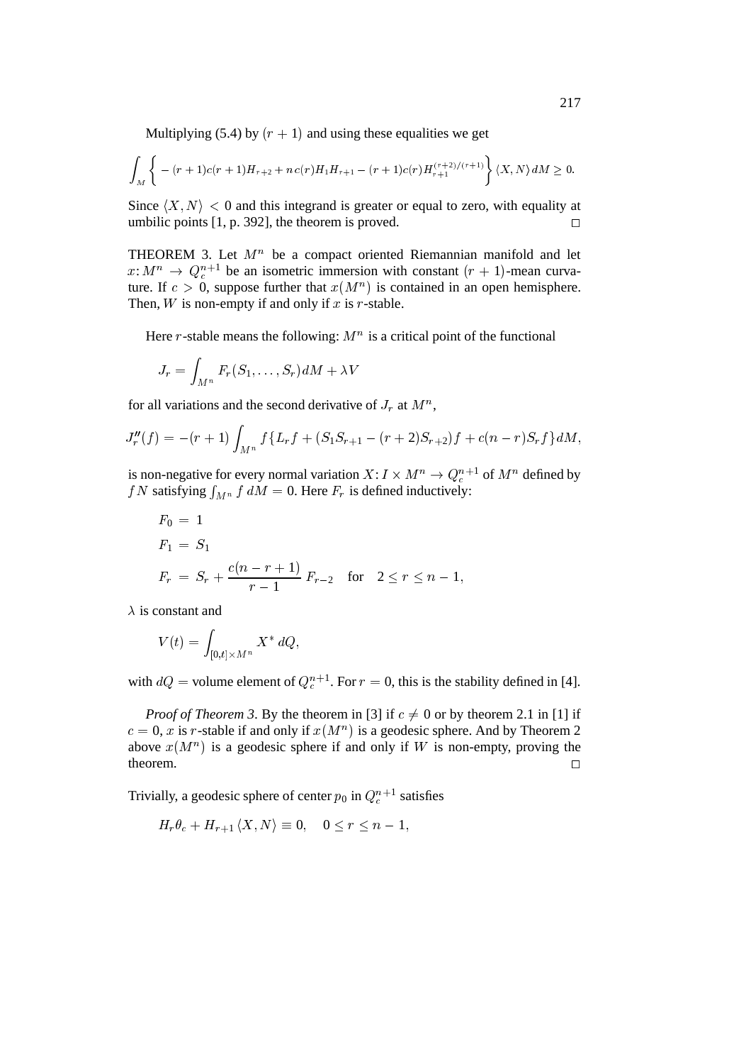Multiplying (5.4) by $(r+1)$ and using these equalities we get

$$\int_M \left\{ -(r+1)c(r+1)H_{r+2} + n\,c(r)H_1H_{r+1} - (r+1)c(r)H_{r+1}^{(r+2)/(r+1)} \right\} \langle X, N\rangle \, dM \geq 0.$$

Since $\langle X, N\rangle < 0$ and this integrand is greater or equal to zero, with equality at umbilic points [1, p. 392], the theorem is proved. $\square$

THEOREM 3. Let $M^n$ be a compact oriented Riemannian manifold and let $x\colon M^n \to Q_c^{n+1}$ be an isometric immersion with constant $(r+1)$-mean curvature. If $c > 0$, suppose further that $x(M^n)$ is contained in an open hemisphere. Then, $W$ is non-empty if and only if $x$ is $r$-stable.

Here $r$-stable means the following: $M^n$ is a critical point of the functional

$$J_r = \int_{M^n} F_r(S_1, \ldots, S_r)\, dM + \lambda V$$

for all variations and the second derivative of $J_r$ at $M^n$,

$$J_r''(f) = -(r+1)\int_{M^n} f\{L_r f + (S_1 S_{r+1} - (r+2)S_{r+2})f + c(n-r)S_r f\}\, dM,$$

is non-negative for every normal variation $X\colon I \times M^n \to Q_c^{n+1}$ of $M^n$ defined by $fN$ satisfying $\int_{M^n} f\, dM = 0$. Here $F_r$ is defined inductively:

$$\begin{aligned}
F_0 &= 1\\
F_1 &= S_1\\
F_r &= S_r + \frac{c(n-r+1)}{r-1}\, F_{r-2} \quad \text{for} \quad 2 \leq r \leq n-1,
\end{aligned}$$

$\lambda$ is constant and

$$V(t) = \int_{[0,t]\times M^n} X^*\, dQ,$$

with $dQ =$ volume element of $Q_c^{n+1}$. For $r = 0$, this is the stability defined in [4].

*Proof of Theorem 3.* By the theorem in [3] if $c \neq 0$ or by theorem 2.1 in [1] if $c = 0$, $x$ is $r$-stable if and only if $x(M^n)$ is a geodesic sphere. And by Theorem 2 above $x(M^n)$ is a geodesic sphere if and only if $W$ is non-empty, proving the theorem. $\square$

Trivially, a geodesic sphere of center $p_0$ in $Q_c^{n+1}$ satisfies

$$H_r\theta_c + H_{r+1}\langle X, N\rangle \equiv 0, \quad 0 \leq r \leq n-1,$$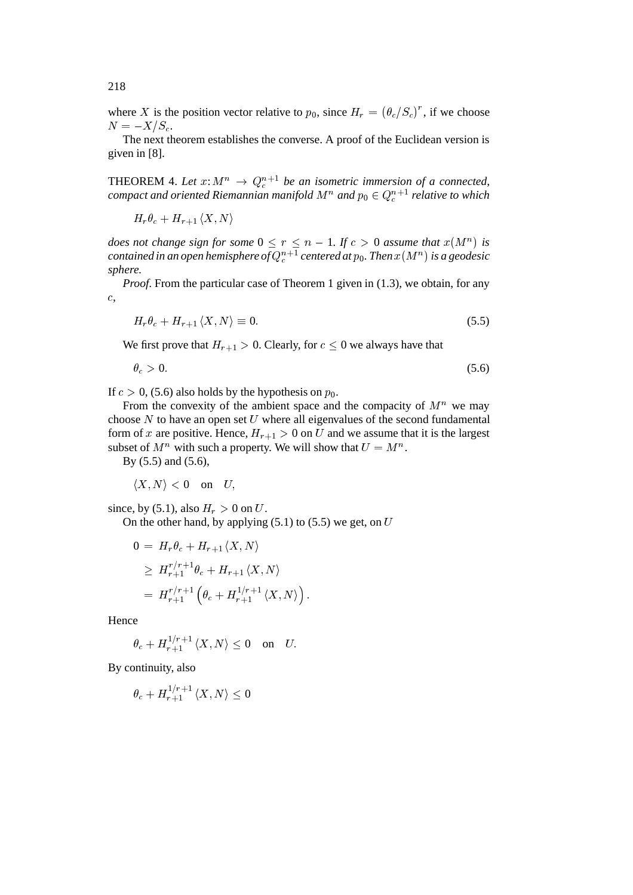where $X$ is the position vector relative to $p_0$, since $H_r = (\theta_c/S_c)^r$, if we choose $N = -X/S_c$.

The next theorem establishes the converse. A proof of the Euclidean version is given in [8].

THEOREM 4. *Let $x\colon M^n \to Q_c^{n+1}$ be an isometric immersion of a connected, compact and oriented Riemannian manifold $M^n$ and $p_0 \in Q_c^{n+1}$ relative to which*

$$H_r\theta_c + H_{r+1}\langle X, N\rangle$$

*does not change sign for some $0 \leq r \leq n-1$. If $c > 0$ assume that $x(M^n)$ is contained in an open hemisphere of $Q_c^{n+1}$ centered at $p_0$. Then $x(M^n)$ is a geodesic sphere.*

*Proof.* From the particular case of Theorem 1 given in (1.3), we obtain, for any $c$,

$$H_r\theta_c + H_{r+1}\langle X, N\rangle \equiv 0. \tag{5.5}$$

We first prove that $H_{r+1} > 0$. Clearly, for $c \leq 0$ we always have that

$$\theta_c > 0. \tag{5.6}$$

If $c > 0$, (5.6) also holds by the hypothesis on $p_0$.

From the convexity of the ambient space and the compacity of $M^n$ we may choose $N$ to have an open set $U$ where all eigenvalues of the second fundamental form of $x$ are positive. Hence, $H_{r+1} > 0$ on $U$ and we assume that it is the largest subset of $M^n$ with such a property. We will show that $U = M^n$.

By (5.5) and (5.6),

$$\langle X, N\rangle < 0 \quad \text{on} \quad U,$$

since, by (5.1), also $H_r > 0$ on $U$.

On the other hand, by applying (5.1) to (5.5) we get, on $U$

$$\begin{aligned}
0 &= H_r\theta_c + H_{r+1}\langle X, N\rangle \\
&\geq H_{r+1}^{r/r+1}\theta_c + H_{r+1}\langle X, N\rangle \\
&= H_{r+1}^{r/r+1}\left(\theta_c + H_{r+1}^{1/r+1}\langle X, N\rangle\right).
\end{aligned}$$

Hence

$$\theta_c + H_{r+1}^{1/r+1}\langle X, N\rangle \leq 0 \quad \text{on} \quad U.$$

By continuity, also

$$\theta_c + H_{r+1}^{1/r+1}\langle X, N\rangle \leq 0$$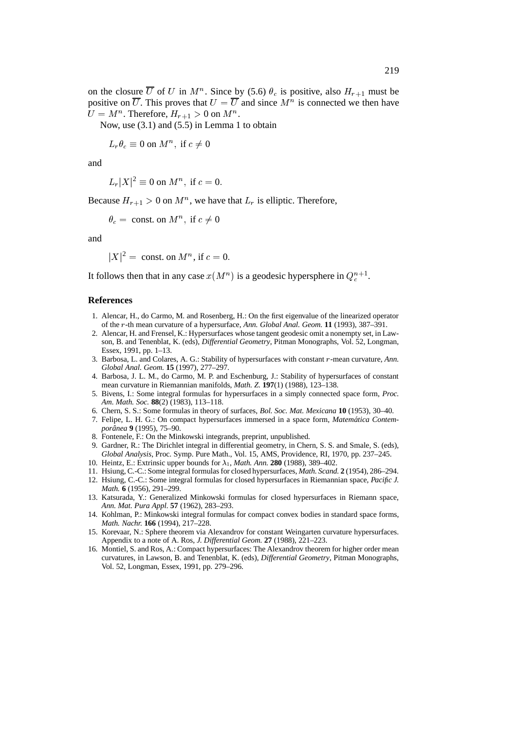on the closure $\overline{U}$ of $U$ in $M^n$. Since by (5.6) $\theta_c$ is positive, also $H_{r+1}$ must be positive on $\overline{U}$. This proves that $U = \overline{U}$ and since $M^n$ is connected we then have $U = M^n$. Therefore, $H_{r+1} > 0$ on $M^n$.

Now, use (3.1) and (5.5) in Lemma 1 to obtain

$$L_r \theta_c \equiv 0 \text{ on } M^n, \text{ if } c \neq 0$$

and

$$L_r |X|^2 \equiv 0 \text{ on } M^n, \text{ if } c = 0.$$

Because $H_{r+1} > 0$ on $M^n$, we have that $L_r$ is elliptic. Therefore,

$$\theta_c = \text{ const. on } M^n, \text{ if } c \neq 0$$

and

$$|X|^2 = \text{ const. on } M^n, \text{ if } c = 0.$$

It follows then that in any case $x(M^n)$ is a geodesic hypersphere in $Q_c^{n+1}$.

## References

1. Alencar, H., do Carmo, M. and Rosenberg, H.: On the first eigenvalue of the linearized operator of the $r$-th mean curvature of a hypersurface, *Ann. Global Anal. Geom.* **11** (1993), 387–391.
2. Alencar, H. and Frensel, K.: Hypersurfaces whose tangent geodesic omit a nonempty set, in Lawson, B. and Tenenblat, K. (eds), *Differential Geometry*, Pitman Monographs, Vol. 52, Longman, Essex, 1991, pp. 1–13.
3. Barbosa, L. and Colares, A. G.: Stability of hypersurfaces with constant $r$-mean curvature, *Ann. Global Anal. Geom.* **15** (1997), 277–297.
4. Barbosa, J. L. M., do Carmo, M. P. and Eschenburg, J.: Stability of hypersurfaces of constant mean curvature in Riemannian manifolds, *Math. Z.* **197**(1) (1988), 123–138.
5. Bivens, I.: Some integral formulas for hypersurfaces in a simply connected space form, *Proc. Am. Math. Soc.* **88**(2) (1983), 113–118.
6. Chern, S. S.: Some formulas in theory of surfaces, *Bol. Soc. Mat. Mexicana* **10** (1953), 30–40.
7. Felipe, L. H. G.: On compact hypersurfaces immersed in a space form, *Matemática Contemporânea* **9** (1995), 75–90.
8. Fontenele, F.: On the Minkowski integrands, preprint, unpublished.
9. Gardner, R.: The Dirichlet integral in differential geometry, in Chern, S. S. and Smale, S. (eds), *Global Analysis*, Proc. Symp. Pure Math., Vol. 15, AMS, Providence, RI, 1970, pp. 237–245.
10. Heintz, E.: Extrinsic upper bounds for $\lambda_1$, *Math. Ann.* **280** (1988), 389–402.
11. Hsiung, C.-C.: Some integral formulas for closed hypersurfaces, *Math. Scand.* **2** (1954), 286–294.
12. Hsiung, C.-C.: Some integral formulas for closed hypersurfaces in Riemannian space, *Pacific J. Math.* **6** (1956), 291–299.
13. Katsurada, Y.: Generalized Minkowski formulas for closed hypersurfaces in Riemann space, *Ann. Mat. Pura Appl.* **57** (1962), 283–293.
14. Kohlman, P.: Minkowski integral formulas for compact convex bodies in standard space forms, *Math. Nachr.* **166** (1994), 217–228.
15. Korevaar, N.: Sphere theorem via Alexandrov for constant Weingarten curvature hypersurfaces. Appendix to a note of A. Ros, *J. Differential Geom.* **27** (1988), 221–223.
16. Montiel, S. and Ros, A.: Compact hypersurfaces: The Alexandrov theorem for higher order mean curvatures, in Lawson, B. and Tenenblat, K. (eds), *Differential Geometry*, Pitman Monographs, Vol. 52, Longman, Essex, 1991, pp. 279–296.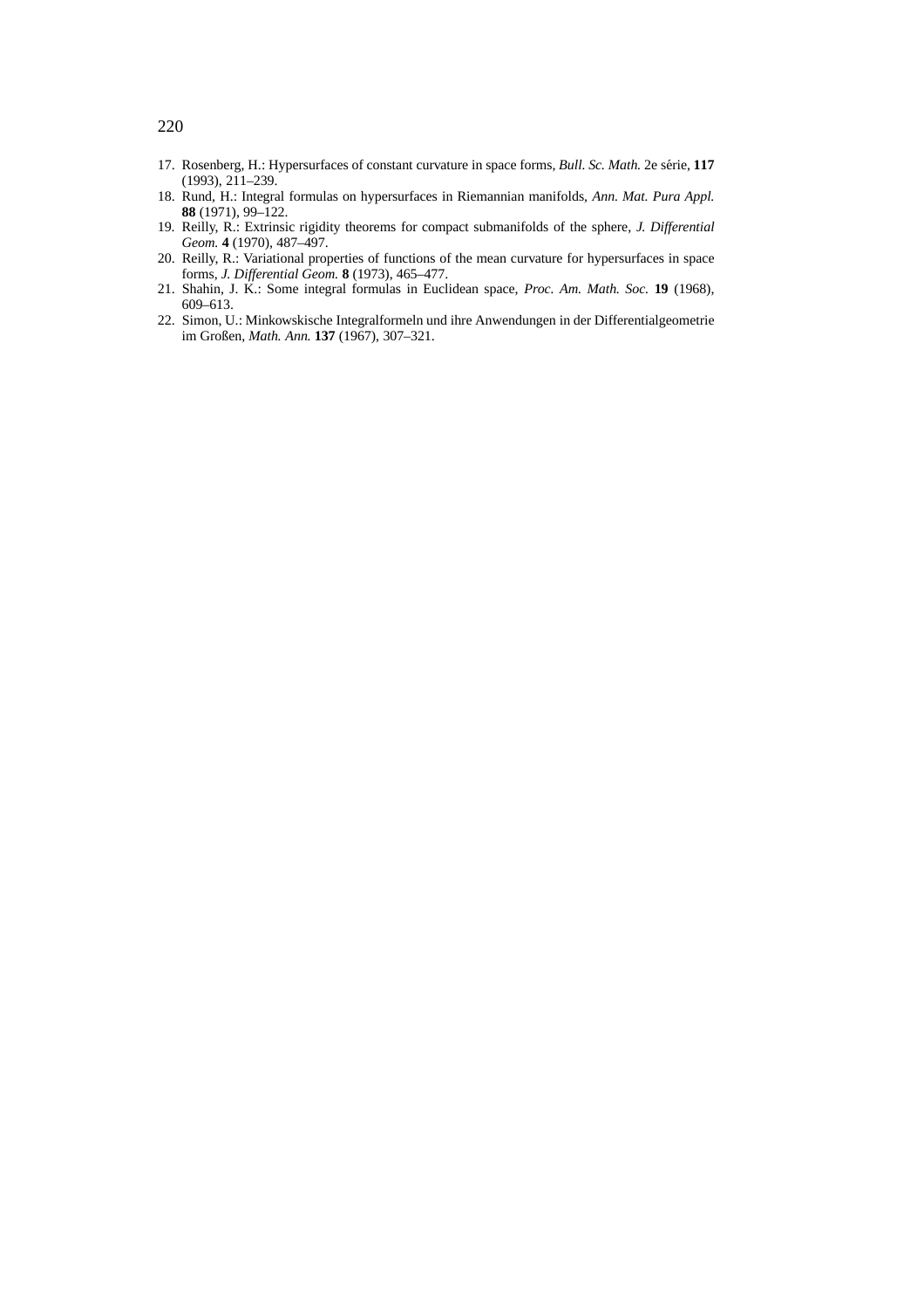17. Rosenberg, H.: Hypersurfaces of constant curvature in space forms, *Bull. Sc. Math.* 2e série, **117** (1993), 211–239.
18. Rund, H.: Integral formulas on hypersurfaces in Riemannian manifolds, *Ann. Mat. Pura Appl.* **88** (1971), 99–122.
19. Reilly, R.: Extrinsic rigidity theorems for compact submanifolds of the sphere, *J. Differential Geom.* **4** (1970), 487–497.
20. Reilly, R.: Variational properties of functions of the mean curvature for hypersurfaces in space forms, *J. Differential Geom.* **8** (1973), 465–477.
21. Shahin, J. K.: Some integral formulas in Euclidean space, *Proc. Am. Math. Soc.* **19** (1968), 609–613.
22. Simon, U.: Minkowskische Integralformeln und ihre Anwendungen in der Differentialgeometrie im Großen, *Math. Ann.* **137** (1967), 307–321.